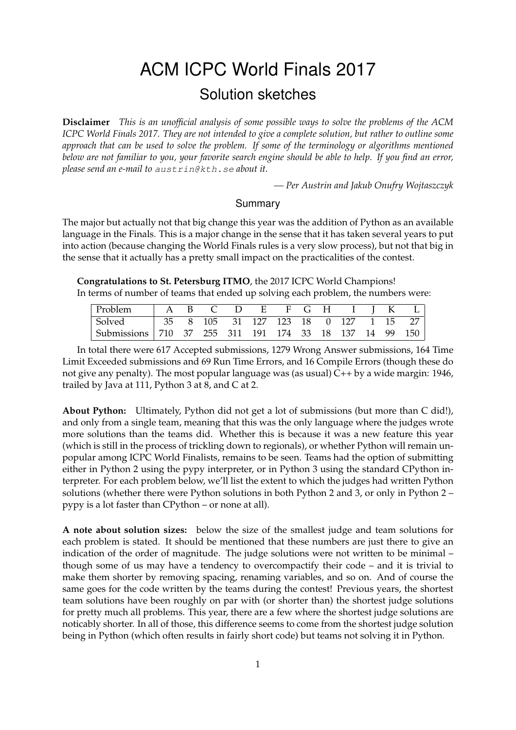# ACM ICPC World Finals 2017

## Solution sketches

**Disclaimer** *This is an unofficial analysis of some possible ways to solve the problems of the ACM ICPC World Finals 2017. They are not intended to give a complete solution, but rather to outline some approach that can be used to solve the problem. If some of the terminology or algorithms mentioned below are not familiar to you, your favorite search engine should be able to help. If you find an error, please send an e-mail to* `austrin@kth.se` *about it.*

— *Per Austrin and Jakub Onufry Wojtaszczyk*

### Summary

The major but actually not that big change this year was the addition of Python as an available language in the Finals. This is a major change in the sense that it has taken several years to put into action (because changing the World Finals rules is a very slow process), but not that big in the sense that it actually has a pretty small impact on the practicalities of the contest.

**Congratulations to St. Petersburg ITMO**, the 2017 ICPC World Champions!
In terms of number of teams that ended up solving each problem, the numbers were:

| Problem | A | B | C | D | E | F | G | H | I | J | K | L |
|---|---|---|---|---|---|---|---|---|---|---|---|---|
| Solved | 35 | 8 | 105 | 31 | 127 | 123 | 18 | 0 | 127 | 1 | 15 | 27 |
| Submissions | 710 | 37 | 255 | 311 | 191 | 174 | 33 | 18 | 137 | 14 | 99 | 150 |

In total there were 617 Accepted submissions, 1279 Wrong Answer submissions, 164 Time Limit Exceeded submissions and 69 Run Time Errors, and 16 Compile Errors (though these do not give any penalty). The most popular language was (as usual) C++ by a wide margin: 1946, trailed by Java at 111, Python 3 at 8, and C at 2.

**About Python:** Ultimately, Python did not get a lot of submissions (but more than C did!), and only from a single team, meaning that this was the only language where the judges wrote more solutions than the teams did. Whether this is because it was a new feature this year (which is still in the process of trickling down to regionals), or whether Python will remain unpopular among ICPC World Finalists, remains to be seen. Teams had the option of submitting either in Python 2 using the pypy interpreter, or in Python 3 using the standard CPython interpreter. For each problem below, we'll list the extent to which the judges had written Python solutions (whether there were Python solutions in both Python 2 and 3, or only in Python 2 – pypy is a lot faster than CPython – or none at all).

**A note about solution sizes:** below the size of the smallest judge and team solutions for each problem is stated. It should be mentioned that these numbers are just there to give an indication of the order of magnitude. The judge solutions were not written to be minimal – though some of us may have a tendency to overcompactify their code – and it is trivial to make them shorter by removing spacing, renaming variables, and so on. And of course the same goes for the code written by the teams during the contest! Previous years, the shortest team solutions have been roughly on par with (or shorter than) the shortest judge solutions for pretty much all problems. This year, there are a few where the shortest judge solutions are noticably shorter. In all of those, this difference seems to come from the shortest judge solution being in Python (which often results in fairly short code) but teams not solving it in Python.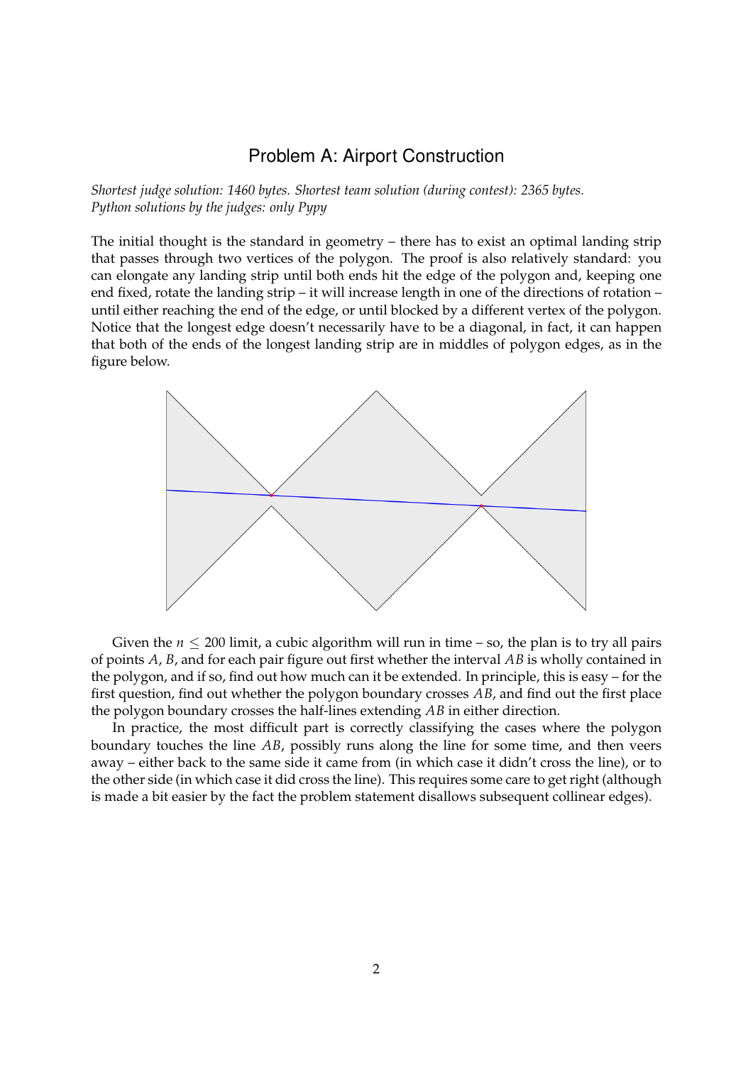# Problem A: Airport Construction

*Shortest judge solution: 1460 bytes. Shortest team solution (during contest): 2365 bytes. Python solutions by the judges: only Pypy*

The initial thought is the standard in geometry – there has to exist an optimal landing strip that passes through two vertices of the polygon. The proof is also relatively standard: you can elongate any landing strip until both ends hit the edge of the polygon and, keeping one end fixed, rotate the landing strip – it will increase length in one of the directions of rotation – until either reaching the end of the edge, or until blocked by a different vertex of the polygon. Notice that the longest edge doesn't necessarily have to be a diagonal, in fact, it can happen that both of the ends of the longest landing strip are in middles of polygon edges, as in the figure below.

Given the $n \leq 200$ limit, a cubic algorithm will run in time – so, the plan is to try all pairs of points $A$, $B$, and for each pair figure out first whether the interval $AB$ is wholly contained in the polygon, and if so, find out how much can it be extended. In principle, this is easy – for the first question, find out whether the polygon boundary crosses $AB$, and find out the first place the polygon boundary crosses the half-lines extending $AB$ in either direction.

In practice, the most difficult part is correctly classifying the cases where the polygon boundary touches the line $AB$, possibly runs along the line for some time, and then veers away – either back to the same side it came from (in which case it didn't cross the line), or to the other side (in which case it did cross the line). This requires some care to get right (although is made a bit easier by the fact the problem statement disallows subsequent collinear edges).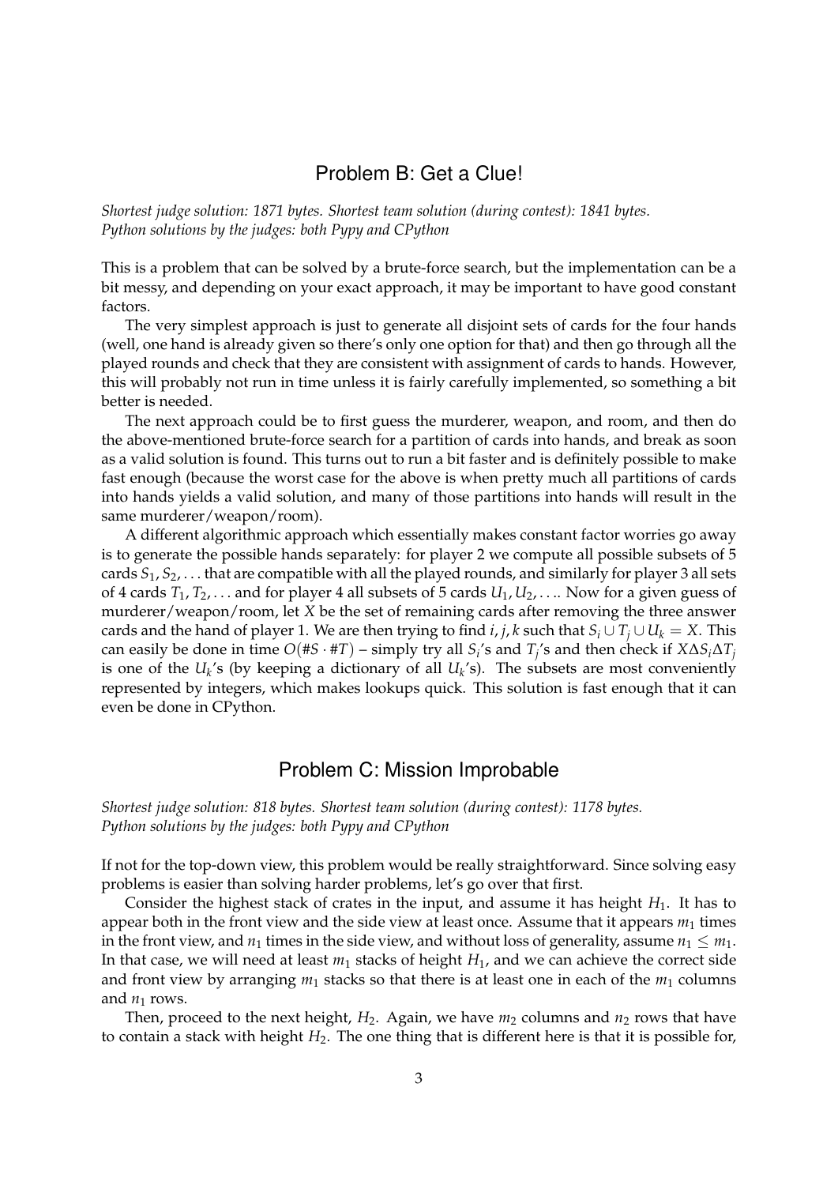## Problem B: Get a Clue!

*Shortest judge solution: 1871 bytes. Shortest team solution (during contest): 1841 bytes. Python solutions by the judges: both Pypy and CPython*

This is a problem that can be solved by a brute-force search, but the implementation can be a bit messy, and depending on your exact approach, it may be important to have good constant factors.

The very simplest approach is just to generate all disjoint sets of cards for the four hands (well, one hand is already given so there's only one option for that) and then go through all the played rounds and check that they are consistent with assignment of cards to hands. However, this will probably not run in time unless it is fairly carefully implemented, so something a bit better is needed.

The next approach could be to first guess the murderer, weapon, and room, and then do the above-mentioned brute-force search for a partition of cards into hands, and break as soon as a valid solution is found. This turns out to run a bit faster and is definitely possible to make fast enough (because the worst case for the above is when pretty much all partitions of cards into hands yields a valid solution, and many of those partitions into hands will result in the same murderer/weapon/room).

A different algorithmic approach which essentially makes constant factor worries go away is to generate the possible hands separately: for player 2 we compute all possible subsets of 5 cards $S_1, S_2, \ldots$ that are compatible with all the played rounds, and similarly for player 3 all sets of 4 cards $T_1, T_2, \ldots$ and for player 4 all subsets of 5 cards $U_1, U_2, \ldots$. Now for a given guess of murderer/weapon/room, let $X$ be the set of remaining cards after removing the three answer cards and the hand of player 1. We are then trying to find $i, j, k$ such that $S_i \cup T_j \cup U_k = X$. This can easily be done in time $O(\#S \cdot \#T)$ – simply try all $S_i$'s and $T_j$'s and then check if $X \Delta S_i \Delta T_j$ is one of the $U_k$'s (by keeping a dictionary of all $U_k$'s). The subsets are most conveniently represented by integers, which makes lookups quick. This solution is fast enough that it can even be done in CPython.

## Problem C: Mission Improbable

*Shortest judge solution: 818 bytes. Shortest team solution (during contest): 1178 bytes. Python solutions by the judges: both Pypy and CPython*

If not for the top-down view, this problem would be really straightforward. Since solving easy problems is easier than solving harder problems, let's go over that first.

Consider the highest stack of crates in the input, and assume it has height $H_1$. It has to appear both in the front view and the side view at least once. Assume that it appears $m_1$ times in the front view, and $n_1$ times in the side view, and without loss of generality, assume $n_1 \leq m_1$. In that case, we will need at least $m_1$ stacks of height $H_1$, and we can achieve the correct side and front view by arranging $m_1$ stacks so that there is at least one in each of the $m_1$ columns and $n_1$ rows.

Then, proceed to the next height, $H_2$. Again, we have $m_2$ columns and $n_2$ rows that have to contain a stack with height $H_2$. The one thing that is different here is that it is possible for,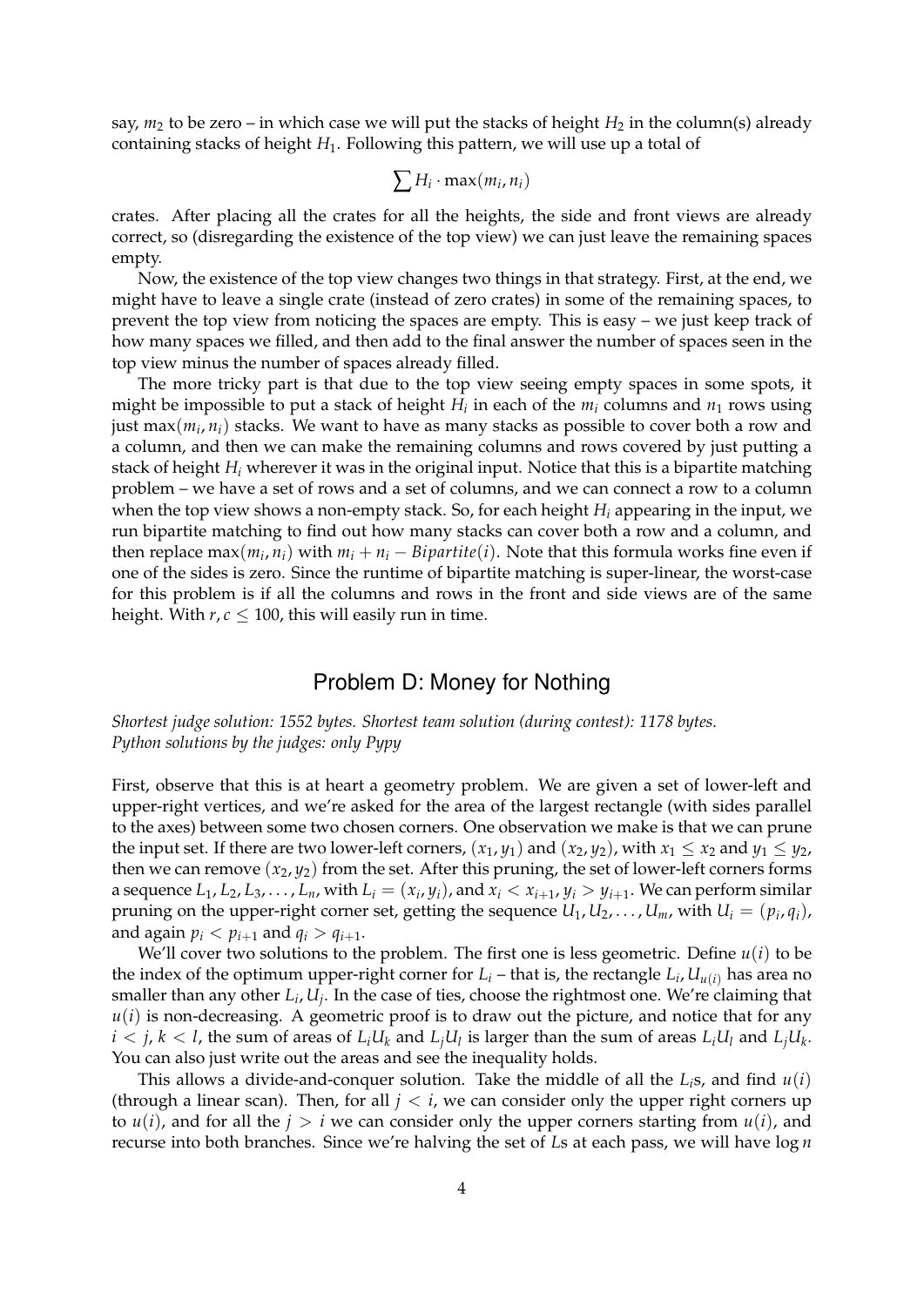say, $m_2$ to be zero – in which case we will put the stacks of height $H_2$ in the column(s) already containing stacks of height $H_1$. Following this pattern, we will use up a total of

$$\sum H_i \cdot \max(m_i, n_i)$$

crates. After placing all the crates for all the heights, the side and front views are already correct, so (disregarding the existence of the top view) we can just leave the remaining spaces empty.

Now, the existence of the top view changes two things in that strategy. First, at the end, we might have to leave a single crate (instead of zero crates) in some of the remaining spaces, to prevent the top view from noticing the spaces are empty. This is easy – we just keep track of how many spaces we filled, and then add to the final answer the number of spaces seen in the top view minus the number of spaces already filled.

The more tricky part is that due to the top view seeing empty spaces in some spots, it might be impossible to put a stack of height $H_i$ in each of the $m_i$ columns and $n_1$ rows using just $\max(m_i, n_i)$ stacks. We want to have as many stacks as possible to cover both a row and a column, and then we can make the remaining columns and rows covered by just putting a stack of height $H_i$ wherever it was in the original input. Notice that this is a bipartite matching problem – we have a set of rows and a set of columns, and we can connect a row to a column when the top view shows a non-empty stack. So, for each height $H_i$ appearing in the input, we run bipartite matching to find out how many stacks can cover both a row and a column, and then replace $\max(m_i, n_i)$ with $m_i + n_i - Bipartite(i)$. Note that this formula works fine even if one of the sides is zero. Since the runtime of bipartite matching is super-linear, the worst-case for this problem is if all the columns and rows in the front and side views are of the same height. With $r, c \leq 100$, this will easily run in time.

## Problem D: Money for Nothing

*Shortest judge solution: 1552 bytes. Shortest team solution (during contest): 1178 bytes. Python solutions by the judges: only Pypy*

First, observe that this is at heart a geometry problem. We are given a set of lower-left and upper-right vertices, and we're asked for the area of the largest rectangle (with sides parallel to the axes) between some two chosen corners. One observation we make is that we can prune the input set. If there are two lower-left corners, $(x_1, y_1)$ and $(x_2, y_2)$, with $x_1 \leq x_2$ and $y_1 \leq y_2$, then we can remove $(x_2, y_2)$ from the set. After this pruning, the set of lower-left corners forms a sequence $L_1, L_2, L_3, \ldots, L_n$, with $L_i = (x_i, y_i)$, and $x_i < x_{i+1}, y_i > y_{i+1}$. We can perform similar pruning on the upper-right corner set, getting the sequence $U_1, U_2, \ldots, U_m$, with $U_i = (p_i, q_i)$, and again $p_i < p_{i+1}$ and $q_i > q_{i+1}$.

We'll cover two solutions to the problem. The first one is less geometric. Define $u(i)$ to be the index of the optimum upper-right corner for $L_i$ – that is, the rectangle $L_i, U_{u(i)}$ has area no smaller than any other $L_i, U_j$. In the case of ties, choose the rightmost one. We're claiming that $u(i)$ is non-decreasing. A geometric proof is to draw out the picture, and notice that for any $i < j$, $k < l$, the sum of areas of $L_iU_k$ and $L_jU_l$ is larger than the sum of areas $L_iU_l$ and $L_jU_k$. You can also just write out the areas and see the inequality holds.

This allows a divide-and-conquer solution. Take the middle of all the $L_i$s, and find $u(i)$ (through a linear scan). Then, for all $j < i$, we can consider only the upper right corners up to $u(i)$, and for all the $j > i$ we can consider only the upper corners starting from $u(i)$, and recurse into both branches. Since we're halving the set of $L$s at each pass, we will have $\log n$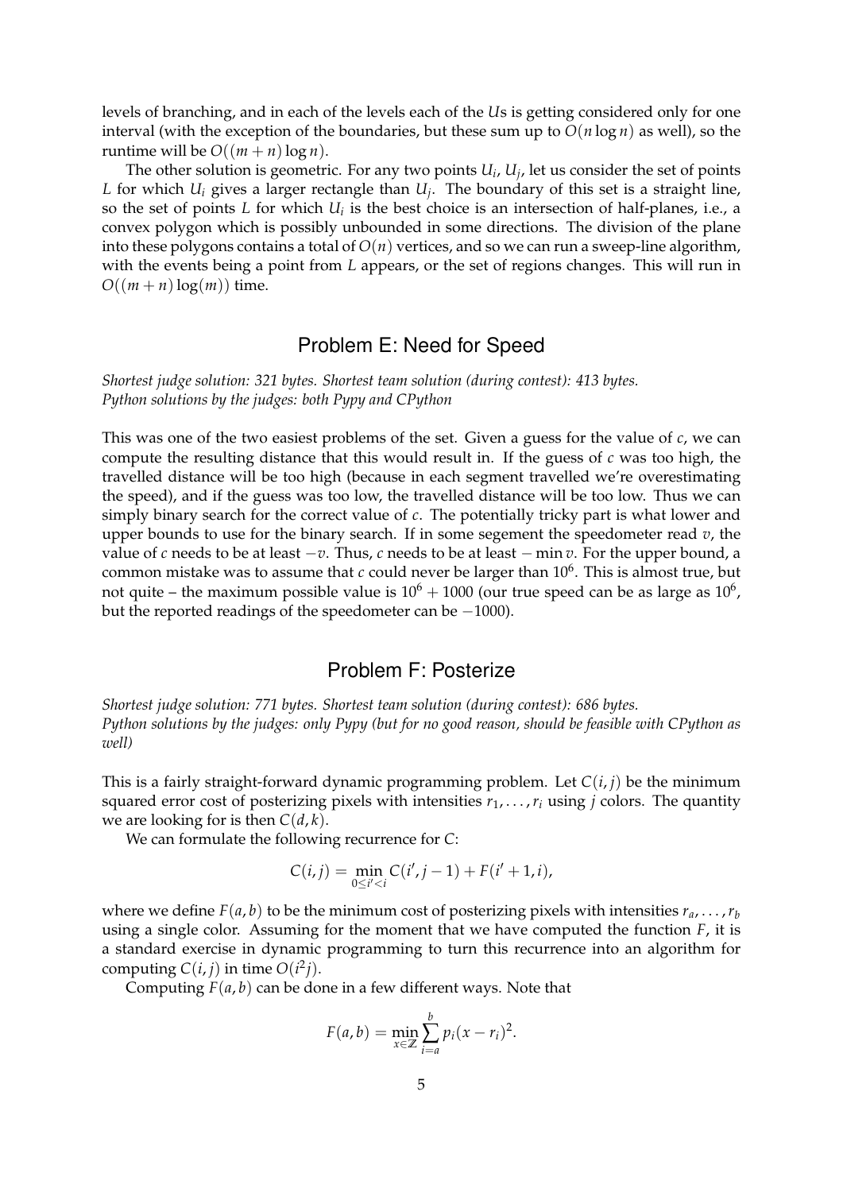levels of branching, and in each of the levels each of the $U$s is getting considered only for one interval (with the exception of the boundaries, but these sum up to $O(n \log n)$ as well), so the runtime will be $O((m+n)\log n)$.

The other solution is geometric. For any two points $U_i$, $U_j$, let us consider the set of points $L$ for which $U_i$ gives a larger rectangle than $U_j$. The boundary of this set is a straight line, so the set of points $L$ for which $U_i$ is the best choice is an intersection of half-planes, i.e., a convex polygon which is possibly unbounded in some directions. The division of the plane into these polygons contains a total of $O(n)$ vertices, and so we can run a sweep-line algorithm, with the events being a point from $L$ appears, or the set of regions changes. This will run in $O((m+n)\log(m))$ time.

## Problem E: Need for Speed

*Shortest judge solution: 321 bytes. Shortest team solution (during contest): 413 bytes.*
*Python solutions by the judges: both Pypy and CPython*

This was one of the two easiest problems of the set. Given a guess for the value of $c$, we can compute the resulting distance that this would result in. If the guess of $c$ was too high, the travelled distance will be too high (because in each segment travelled we're overestimating the speed), and if the guess was too low, the travelled distance will be too low. Thus we can simply binary search for the correct value of $c$. The potentially tricky part is what lower and upper bounds to use for the binary search. If in some segement the speedometer read $v$, the value of $c$ needs to be at least $-v$. Thus, $c$ needs to be at least $-\min v$. For the upper bound, a common mistake was to assume that $c$ could never be larger than $10^6$. This is almost true, but not quite – the maximum possible value is $10^6 + 1000$ (our true speed can be as large as $10^6$, but the reported readings of the speedometer can be $-1000$).

## Problem F: Posterize

*Shortest judge solution: 771 bytes. Shortest team solution (during contest): 686 bytes.*
*Python solutions by the judges: only Pypy (but for no good reason, should be feasible with CPython as well)*

This is a fairly straight-forward dynamic programming problem. Let $C(i, j)$ be the minimum squared error cost of posterizing pixels with intensities $r_1, \ldots, r_i$ using $j$ colors. The quantity we are looking for is then $C(d, k)$.

We can formulate the following recurrence for $C$:

$$C(i, j) = \min_{0 \le i' < i} C(i', j-1) + F(i'+1, i),$$

where we define $F(a, b)$ to be the minimum cost of posterizing pixels with intensities $r_a, \ldots, r_b$ using a single color. Assuming for the moment that we have computed the function $F$, it is a standard exercise in dynamic programming to turn this recurrence into an algorithm for computing $C(i, j)$ in time $O(i^2 j)$.

Computing $F(a, b)$ can be done in a few different ways. Note that

$$F(a, b) = \min_{x \in \mathbb{Z}} \sum_{i=a}^{b} p_i (x - r_i)^2.$$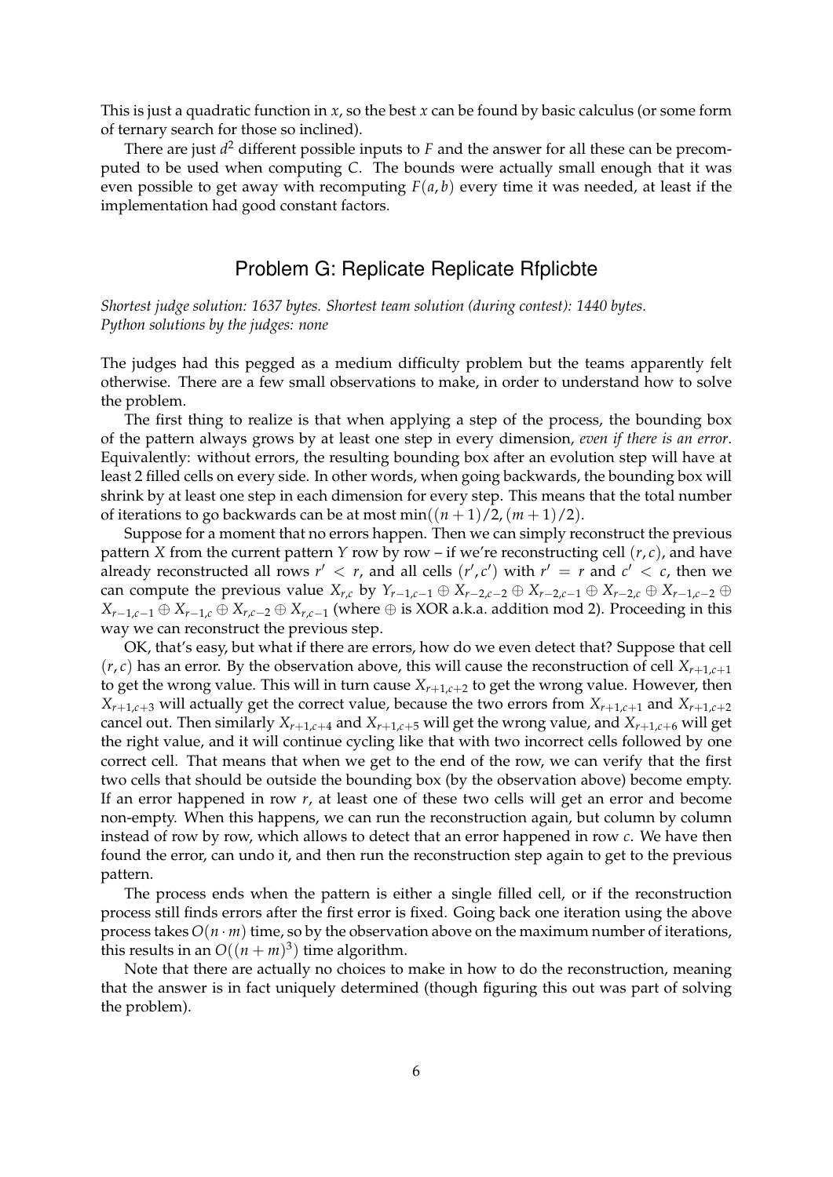This is just a quadratic function in $x$, so the best $x$ can be found by basic calculus (or some form of ternary search for those so inclined).

There are just $d^2$ different possible inputs to $F$ and the answer for all these can be precomputed to be used when computing $C$. The bounds were actually small enough that it was even possible to get away with recomputing $F(a, b)$ every time it was needed, at least if the implementation had good constant factors.

## Problem G: Replicate Replicate Rfplicbte

*Shortest judge solution: 1637 bytes. Shortest team solution (during contest): 1440 bytes. Python solutions by the judges: none*

The judges had this pegged as a medium difficulty problem but the teams apparently felt otherwise. There are a few small observations to make, in order to understand how to solve the problem.

The first thing to realize is that when applying a step of the process, the bounding box of the pattern always grows by at least one step in every dimension, *even if there is an error*. Equivalently: without errors, the resulting bounding box after an evolution step will have at least 2 filled cells on every side. In other words, when going backwards, the bounding box will shrink by at least one step in each dimension for every step. This means that the total number of iterations to go backwards can be at most $\min((n + 1)/2, (m + 1)/2)$.

Suppose for a moment that no errors happen. Then we can simply reconstruct the previous pattern $X$ from the current pattern $Y$ row by row – if we're reconstructing cell $(r, c)$, and have already reconstructed all rows $r' < r$, and all cells $(r', c')$ with $r' = r$ and $c' < c$, then we can compute the previous value $X_{r,c}$ by $Y_{r-1,c-1} \oplus X_{r-2,c-2} \oplus X_{r-2,c-1} \oplus X_{r-2,c} \oplus X_{r-1,c-2} \oplus X_{r-1,c-1} \oplus X_{r-1,c} \oplus X_{r,c-2} \oplus X_{r,c-1}$ (where $\oplus$ is XOR a.k.a. addition mod 2). Proceeding in this way we can reconstruct the previous step.

OK, that's easy, but what if there are errors, how do we even detect that? Suppose that cell $(r, c)$ has an error. By the observation above, this will cause the reconstruction of cell $X_{r+1,c+1}$ to get the wrong value. This will in turn cause $X_{r+1,c+2}$ to get the wrong value. However, then $X_{r+1,c+3}$ will actually get the correct value, because the two errors from $X_{r+1,c+1}$ and $X_{r+1,c+2}$ cancel out. Then similarly $X_{r+1,c+4}$ and $X_{r+1,c+5}$ will get the wrong value, and $X_{r+1,c+6}$ will get the right value, and it will continue cycling like that with two incorrect cells followed by one correct cell. That means that when we get to the end of the row, we can verify that the first two cells that should be outside the bounding box (by the observation above) become empty. If an error happened in row $r$, at least one of these two cells will get an error and become non-empty. When this happens, we can run the reconstruction again, but column by column instead of row by row, which allows to detect that an error happened in row $c$. We have then found the error, can undo it, and then run the reconstruction step again to get to the previous pattern.

The process ends when the pattern is either a single filled cell, or if the reconstruction process still finds errors after the first error is fixed. Going back one iteration using the above process takes $O(n \cdot m)$ time, so by the observation above on the maximum number of iterations, this results in an $O((n + m)^3)$ time algorithm.

Note that there are actually no choices to make in how to do the reconstruction, meaning that the answer is in fact uniquely determined (though figuring this out was part of solving the problem).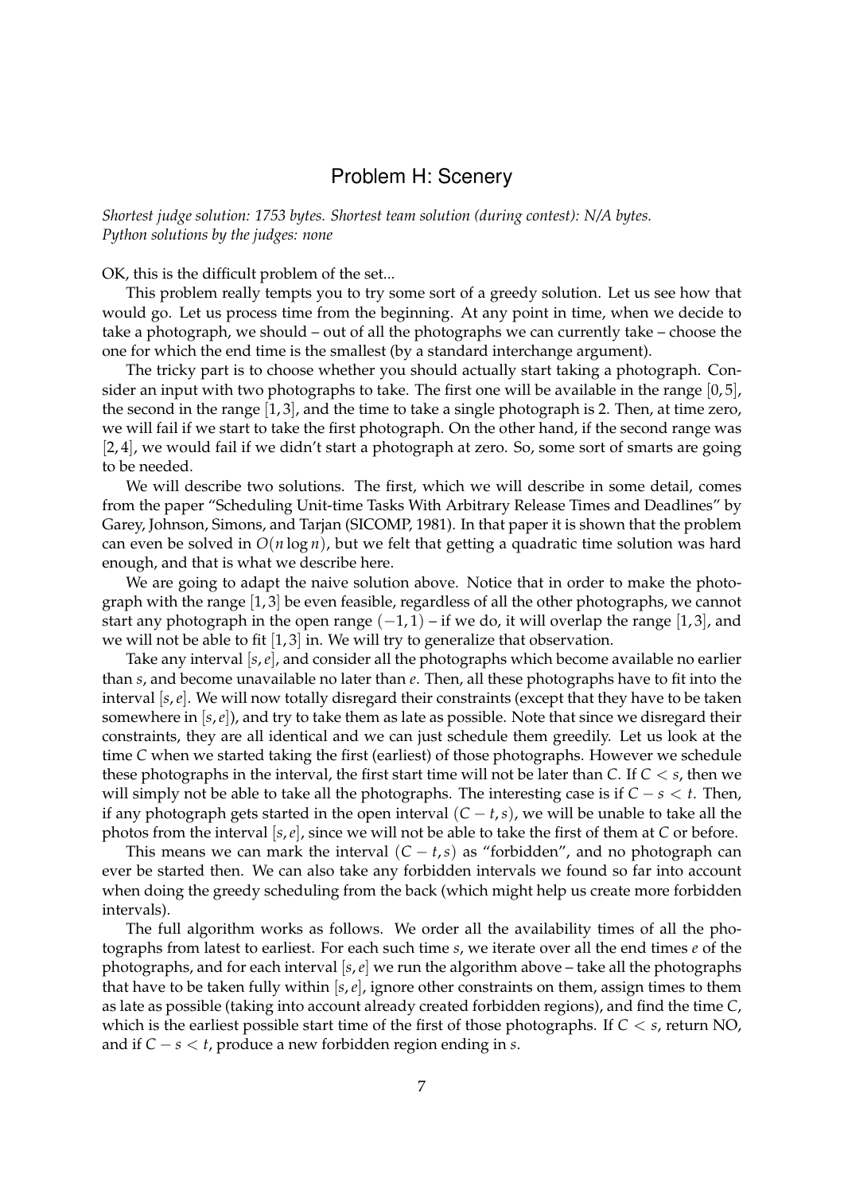## Problem H: Scenery

*Shortest judge solution: 1753 bytes. Shortest team solution (during contest): N/A bytes. Python solutions by the judges: none*

OK, this is the difficult problem of the set...

This problem really tempts you to try some sort of a greedy solution. Let us see how that would go. Let us process time from the beginning. At any point in time, when we decide to take a photograph, we should – out of all the photographs we can currently take – choose the one for which the end time is the smallest (by a standard interchange argument).

The tricky part is to choose whether you should actually start taking a photograph. Consider an input with two photographs to take. The first one will be available in the range $[0, 5]$, the second in the range $[1, 3]$, and the time to take a single photograph is 2. Then, at time zero, we will fail if we start to take the first photograph. On the other hand, if the second range was $[2, 4]$, we would fail if we didn't start a photograph at zero. So, some sort of smarts are going to be needed.

We will describe two solutions. The first, which we will describe in some detail, comes from the paper "Scheduling Unit-time Tasks With Arbitrary Release Times and Deadlines" by Garey, Johnson, Simons, and Tarjan (SICOMP, 1981). In that paper it is shown that the problem can even be solved in $O(n \log n)$, but we felt that getting a quadratic time solution was hard enough, and that is what we describe here.

We are going to adapt the naive solution above. Notice that in order to make the photograph with the range $[1, 3]$ be even feasible, regardless of all the other photographs, we cannot start any photograph in the open range $(-1, 1)$ – if we do, it will overlap the range $[1, 3]$, and we will not be able to fit $[1, 3]$ in. We will try to generalize that observation.

Take any interval $[s, e]$, and consider all the photographs which become available no earlier than $s$, and become unavailable no later than $e$. Then, all these photographs have to fit into the interval $[s, e]$. We will now totally disregard their constraints (except that they have to be taken somewhere in $[s, e]$), and try to take them as late as possible. Note that since we disregard their constraints, they are all identical and we can just schedule them greedily. Let us look at the time $C$ when we started taking the first (earliest) of those photographs. However we schedule these photographs in the interval, the first start time will not be later than $C$. If $C < s$, then we will simply not be able to take all the photographs. The interesting case is if $C - s < t$. Then, if any photograph gets started in the open interval $(C - t, s)$, we will be unable to take all the photos from the interval $[s, e]$, since we will not be able to take the first of them at $C$ or before.

This means we can mark the interval $(C - t, s)$ as "forbidden", and no photograph can ever be started then. We can also take any forbidden intervals we found so far into account when doing the greedy scheduling from the back (which might help us create more forbidden intervals).

The full algorithm works as follows. We order all the availability times of all the photographs from latest to earliest. For each such time $s$, we iterate over all the end times $e$ of the photographs, and for each interval $[s, e]$ we run the algorithm above – take all the photographs that have to be taken fully within $[s, e]$, ignore other constraints on them, assign times to them as late as possible (taking into account already created forbidden regions), and find the time $C$, which is the earliest possible start time of the first of those photographs. If $C < s$, return NO, and if $C - s < t$, produce a new forbidden region ending in $s$.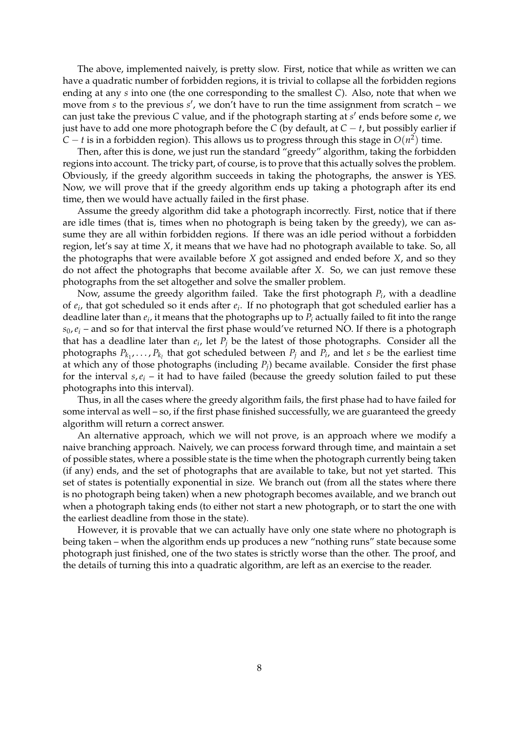The above, implemented naively, is pretty slow. First, notice that while as written we can have a quadratic number of forbidden regions, it is trivial to collapse all the forbidden regions ending at any $s$ into one (the one corresponding to the smallest $C$). Also, note that when we move from $s$ to the previous $s'$, we don't have to run the time assignment from scratch – we can just take the previous $C$ value, and if the photograph starting at $s'$ ends before some $e$, we just have to add one more photograph before the $C$ (by default, at $C - t$, but possibly earlier if $C - t$ is in a forbidden region). This allows us to progress through this stage in $O(n^2)$ time.

Then, after this is done, we just run the standard "greedy" algorithm, taking the forbidden regions into account. The tricky part, of course, is to prove that this actually solves the problem. Obviously, if the greedy algorithm succeeds in taking the photographs, the answer is YES. Now, we will prove that if the greedy algorithm ends up taking a photograph after its end time, then we would have actually failed in the first phase.

Assume the greedy algorithm did take a photograph incorrectly. First, notice that if there are idle times (that is, times when no photograph is being taken by the greedy), we can assume they are all within forbidden regions. If there was an idle period without a forbidden region, let's say at time $X$, it means that we have had no photograph available to take. So, all the photographs that were available before $X$ got assigned and ended before $X$, and so they do not affect the photographs that become available after $X$. So, we can just remove these photographs from the set altogether and solve the smaller problem.

Now, assume the greedy algorithm failed. Take the first photograph $P_i$, with a deadline of $e_i$, that got scheduled so it ends after $e_i$. If no photograph that got scheduled earlier has a deadline later than $e_i$, it means that the photographs up to $P_i$ actually failed to fit into the range $s_0, e_i$ – and so for that interval the first phase would've returned NO. If there is a photograph that has a deadline later than $e_i$, let $P_j$ be the latest of those photographs. Consider all the photographs $P_{k_1}, \ldots, P_{k_l}$ that got scheduled between $P_j$ and $P_i$, and let $s$ be the earliest time at which any of those photographs (including $P_j$) became available. Consider the first phase for the interval $s, e_i$ – it had to have failed (because the greedy solution failed to put these photographs into this interval).

Thus, in all the cases where the greedy algorithm fails, the first phase had to have failed for some interval as well – so, if the first phase finished successfully, we are guaranteed the greedy algorithm will return a correct answer.

An alternative approach, which we will not prove, is an approach where we modify a naive branching approach. Naively, we can process forward through time, and maintain a set of possible states, where a possible state is the time when the photograph currently being taken (if any) ends, and the set of photographs that are available to take, but not yet started. This set of states is potentially exponential in size. We branch out (from all the states where there is no photograph being taken) when a new photograph becomes available, and we branch out when a photograph taking ends (to either not start a new photograph, or to start the one with the earliest deadline from those in the state).

However, it is provable that we can actually have only one state where no photograph is being taken – when the algorithm ends up produces a new "nothing runs" state because some photograph just finished, one of the two states is strictly worse than the other. The proof, and the details of turning this into a quadratic algorithm, are left as an exercise to the reader.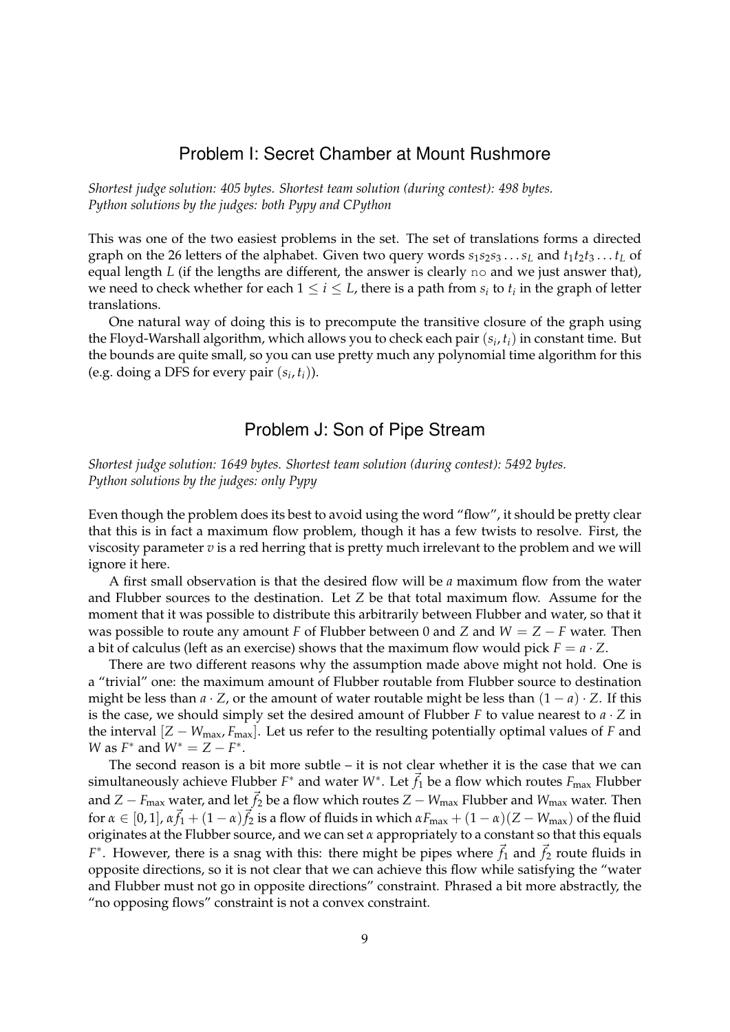## Problem I: Secret Chamber at Mount Rushmore

*Shortest judge solution: 405 bytes. Shortest team solution (during contest): 498 bytes. Python solutions by the judges: both Pypy and CPython*

This was one of the two easiest problems in the set. The set of translations forms a directed graph on the 26 letters of the alphabet. Given two query words $s_1 s_2 s_3 \ldots s_L$ and $t_1 t_2 t_3 \ldots t_L$ of equal length $L$ (if the lengths are different, the answer is clearly `no` and we just answer that), we need to check whether for each $1 \leq i \leq L$, there is a path from $s_i$ to $t_i$ in the graph of letter translations.

One natural way of doing this is to precompute the transitive closure of the graph using the Floyd-Warshall algorithm, which allows you to check each pair $(s_i, t_i)$ in constant time. But the bounds are quite small, so you can use pretty much any polynomial time algorithm for this (e.g. doing a DFS for every pair $(s_i, t_i)$).

## Problem J: Son of Pipe Stream

*Shortest judge solution: 1649 bytes. Shortest team solution (during contest): 5492 bytes. Python solutions by the judges: only Pypy*

Even though the problem does its best to avoid using the word "flow", it should be pretty clear that this is in fact a maximum flow problem, though it has a few twists to resolve. First, the viscosity parameter $v$ is a red herring that is pretty much irrelevant to the problem and we will ignore it here.

A first small observation is that the desired flow will be *a* maximum flow from the water and Flubber sources to the destination. Let $Z$ be that total maximum flow. Assume for the moment that it was possible to distribute this arbitrarily between Flubber and water, so that it was possible to route any amount $F$ of Flubber between 0 and $Z$ and $W = Z - F$ water. Then a bit of calculus (left as an exercise) shows that the maximum flow would pick $F = a \cdot Z$.

There are two different reasons why the assumption made above might not hold. One is a "trivial" one: the maximum amount of Flubber routable from Flubber source to destination might be less than $a \cdot Z$, or the amount of water routable might be less than $(1 - a) \cdot Z$. If this is the case, we should simply set the desired amount of Flubber $F$ to value nearest to $a \cdot Z$ in the interval $[Z - W_{\max}, F_{\max}]$. Let us refer to the resulting potentially optimal values of $F$ and $W$ as $F^*$ and $W^* = Z - F^*$.

The second reason is a bit more subtle – it is not clear whether it is the case that we can simultaneously achieve Flubber $F^*$ and water $W^*$. Let $\vec{f_1}$ be a flow which routes $F_{\max}$ Flubber and $Z - F_{\max}$ water, and let $\vec{f_2}$ be a flow which routes $Z - W_{\max}$ Flubber and $W_{\max}$ water. Then for $\alpha \in [0, 1]$, $\alpha \vec{f_1} + (1 - \alpha)\vec{f_2}$ is a flow of fluids in which $\alpha F_{\max} + (1 - \alpha)(Z - W_{\max})$ of the fluid originates at the Flubber source, and we can set $\alpha$ appropriately to a constant so that this equals $F^*$. However, there is a snag with this: there might be pipes where $\vec{f_1}$ and $\vec{f_2}$ route fluids in opposite directions, so it is not clear that we can achieve this flow while satisfying the "water and Flubber must not go in opposite directions" constraint. Phrased a bit more abstractly, the "no opposing flows" constraint is not a convex constraint.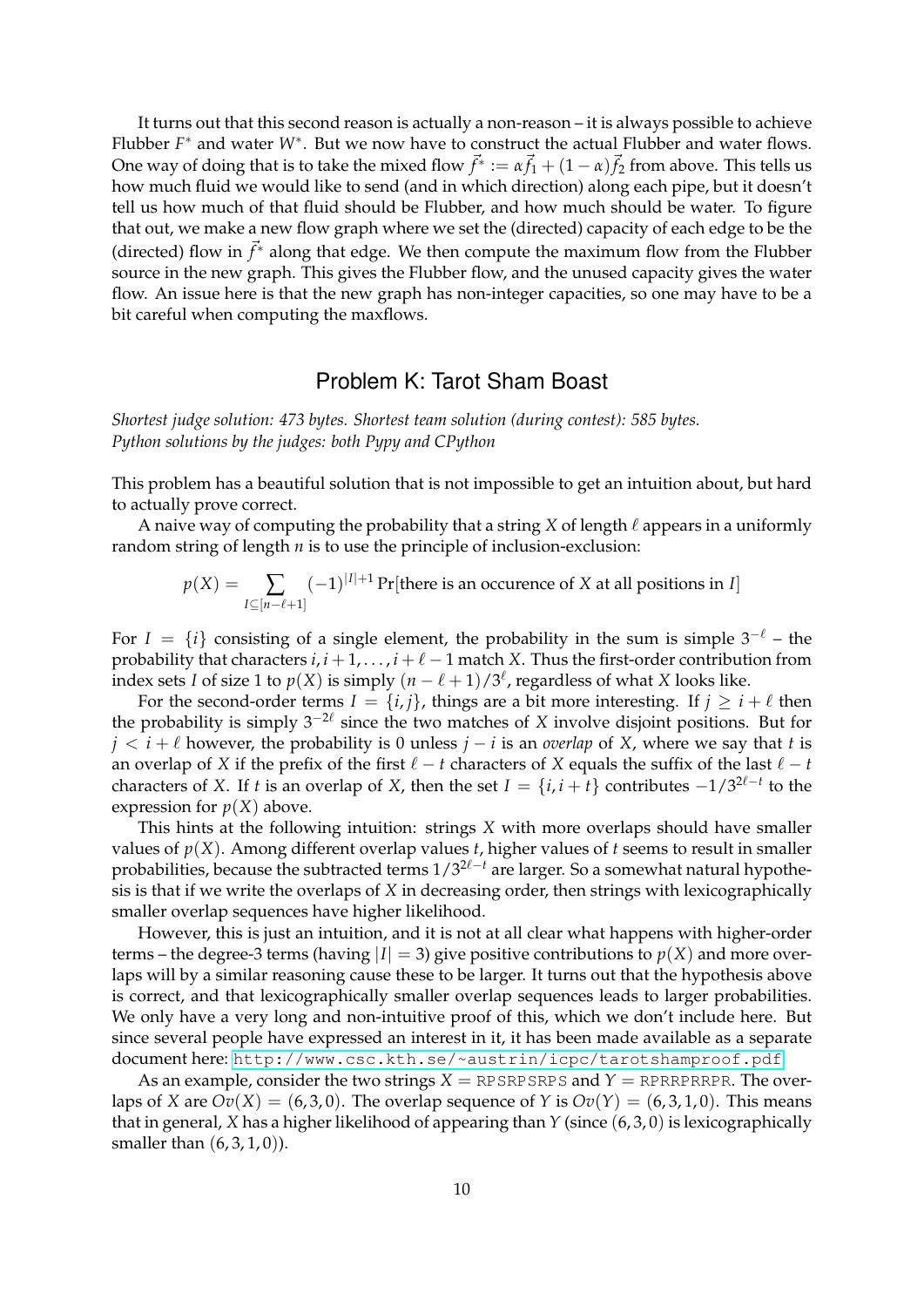It turns out that this second reason is actually a non-reason – it is always possible to achieve Flubber $F^*$ and water $W^*$. But we now have to construct the actual Flubber and water flows. One way of doing that is to take the mixed flow $\vec{f}^* := \alpha\vec{f}_1 + (1-\alpha)\vec{f}_2$ from above. This tells us how much fluid we would like to send (and in which direction) along each pipe, but it doesn't tell us how much of that fluid should be Flubber, and how much should be water. To figure that out, we make a new flow graph where we set the (directed) capacity of each edge to be the (directed) flow in $\vec{f}^*$ along that edge. We then compute the maximum flow from the Flubber source in the new graph. This gives the Flubber flow, and the unused capacity gives the water flow. An issue here is that the new graph has non-integer capacities, so one may have to be a bit careful when computing the maxflows.

## Problem K: Tarot Sham Boast

*Shortest judge solution: 473 bytes. Shortest team solution (during contest): 585 bytes.*
*Python solutions by the judges: both Pypy and CPython*

This problem has a beautiful solution that is not impossible to get an intuition about, but hard to actually prove correct.

A naive way of computing the probability that a string $X$ of length $\ell$ appears in a uniformly random string of length $n$ is to use the principle of inclusion-exclusion:

$$p(X) = \sum_{I \subseteq [n-\ell+1]} (-1)^{|I|+1} \Pr[\text{there is an occurence of } X \text{ at all positions in } I]$$

For $I = \{i\}$ consisting of a single element, the probability in the sum is simple $3^{-\ell}$ – the probability that characters $i, i+1, \ldots, i+\ell-1$ match $X$. Thus the first-order contribution from index sets $I$ of size 1 to $p(X)$ is simply $(n-\ell+1)/3^\ell$, regardless of what $X$ looks like.

For the second-order terms $I = \{i, j\}$, things are a bit more interesting. If $j \geq i + \ell$ then the probability is simply $3^{-2\ell}$ since the two matches of $X$ involve disjoint positions. But for $j < i + \ell$ however, the probability is 0 unless $j - i$ is an *overlap* of $X$, where we say that $t$ is an overlap of $X$ if the prefix of the first $\ell - t$ characters of $X$ equals the suffix of the last $\ell - t$ characters of $X$. If $t$ is an overlap of $X$, then the set $I = \{i, i+t\}$ contributes $-1/3^{2\ell-t}$ to the expression for $p(X)$ above.

This hints at the following intuition: strings $X$ with more overlaps should have smaller values of $p(X)$. Among different overlap values $t$, higher values of $t$ seems to result in smaller probabilities, because the subtracted terms $1/3^{2\ell-t}$ are larger. So a somewhat natural hypothesis is that if we write the overlaps of $X$ in decreasing order, then strings with lexicographically smaller overlap sequences have higher likelihood.

However, this is just an intuition, and it is not at all clear what happens with higher-order terms – the degree-3 terms (having $|I| = 3$) give positive contributions to $p(X)$ and more overlaps will by a similar reasoning cause these to be larger. It turns out that the hypothesis above is correct, and that lexicographically smaller overlap sequences leads to larger probabilities. We only have a very long and non-intuitive proof of this, which we don't include here. But since several people have expressed an interest in it, it has been made available as a separate document here: http://www.csc.kth.se/~austrin/icpc/tarotshamproof.pdf

As an example, consider the two strings $X$ = RPSRPSRPS and $Y$ = RPRRPRRPR. The overlaps of $X$ are $Ov(X) = (6, 3, 0)$. The overlap sequence of $Y$ is $Ov(Y) = (6, 3, 1, 0)$. This means that in general, $X$ has a higher likelihood of appearing than $Y$ (since $(6, 3, 0)$ is lexicographically smaller than $(6, 3, 1, 0)$).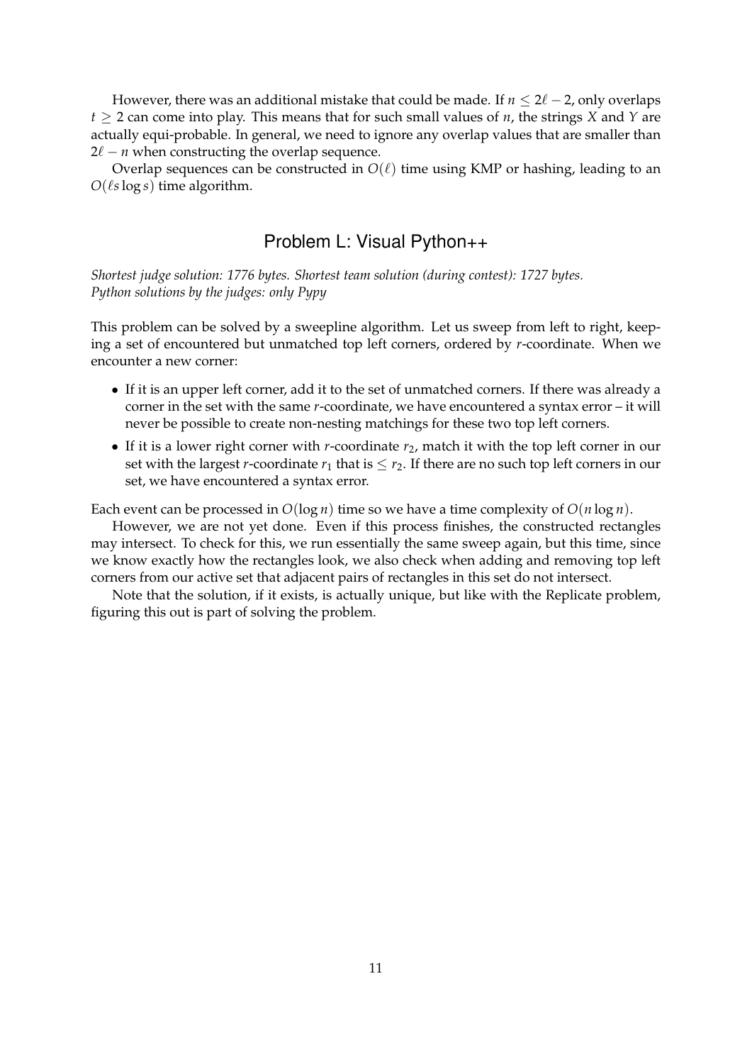However, there was an additional mistake that could be made. If $n \leq 2\ell - 2$, only overlaps $t \geq 2$ can come into play. This means that for such small values of $n$, the strings $X$ and $Y$ are actually equi-probable. In general, we need to ignore any overlap values that are smaller than $2\ell - n$ when constructing the overlap sequence.

Overlap sequences can be constructed in $O(\ell)$ time using KMP or hashing, leading to an $O(\ell s \log s)$ time algorithm.

## Problem L: Visual Python++

*Shortest judge solution: 1776 bytes. Shortest team solution (during contest): 1727 bytes. Python solutions by the judges: only Pypy*

This problem can be solved by a sweepline algorithm. Let us sweep from left to right, keeping a set of encountered but unmatched top left corners, ordered by $r$-coordinate. When we encounter a new corner:

- If it is an upper left corner, add it to the set of unmatched corners. If there was already a corner in the set with the same $r$-coordinate, we have encountered a syntax error – it will never be possible to create non-nesting matchings for these two top left corners.
- If it is a lower right corner with $r$-coordinate $r_2$, match it with the top left corner in our set with the largest $r$-coordinate $r_1$ that is $\leq r_2$. If there are no such top left corners in our set, we have encountered a syntax error.

Each event can be processed in $O(\log n)$ time so we have a time complexity of $O(n \log n)$.

However, we are not yet done. Even if this process finishes, the constructed rectangles may intersect. To check for this, we run essentially the same sweep again, but this time, since we know exactly how the rectangles look, we also check when adding and removing top left corners from our active set that adjacent pairs of rectangles in this set do not intersect.

Note that the solution, if it exists, is actually unique, but like with the Replicate problem, figuring this out is part of solving the problem.